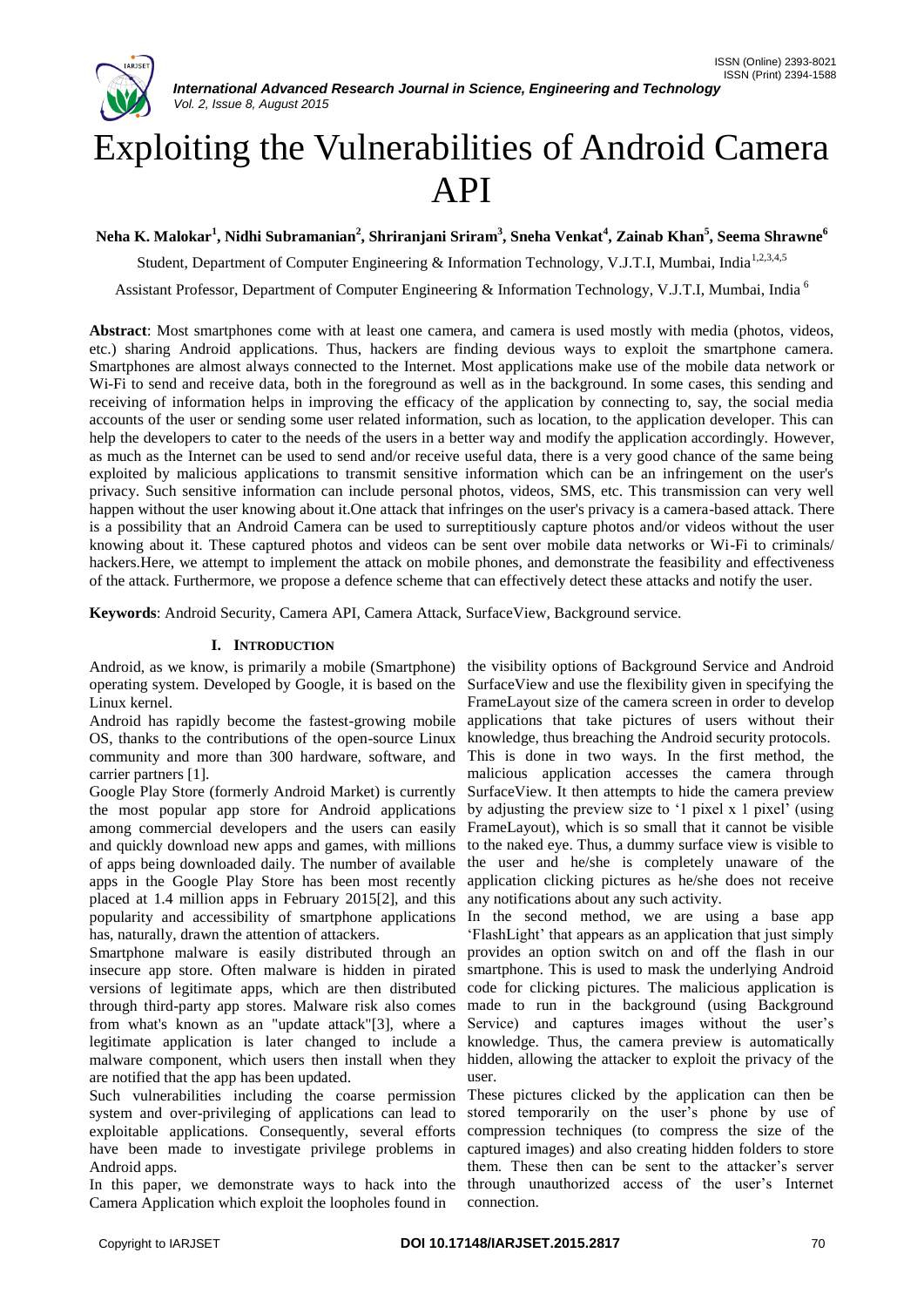# Exploiting the Vulnerabilities of Android Camera API

**Neha K. Malokar[1], Nidhi Subramanian[2], Shriranjani Sriram[3], Sneha Venkat[4], Zainab Khan[5], Seema Shrawne[6]**

Student, Department of Computer Engineering & Information Technology, V.J.T.I, Mumbai, India[1,2,3,4,5]

Assistant Professor, Department of Computer Engineering & Information Technology, V.J.T.I, Mumbai, India [6]

**Abstract**: Most smartphones come with at least one camera, and camera is used mostly with media (photos, videos, etc.) sharing Android applications. Thus, hackers are finding devious ways to exploit the smartphone camera. Smartphones are almost always connected to the Internet. Most applications make use of the mobile data network or Wi-Fi to send and receive data, both in the foreground as well as in the background. In some cases, this sending and receiving of information helps in improving the efficacy of the application by connecting to, say, the social media accounts of the user or sending some user related information, such as location, to the application developer. This can help the developers to cater to the needs of the users in a better way and modify the application accordingly. However, as much as the Internet can be used to send and/or receive useful data, there is a very good chance of the same being exploited by malicious applications to transmit sensitive information which can be an infringement on the user's privacy. Such sensitive information can include personal photos, videos, SMS, etc. This transmission can very well happen without the user knowing about it.One attack that infringes on the user's privacy is a camera-based attack. There is a possibility that an Android Camera can be used to surreptitiously capture photos and/or videos without the user knowing about it. These captured photos and videos can be sent over mobile data networks or Wi-Fi to criminals/ hackers.Here, we attempt to implement the attack on mobile phones, and demonstrate the feasibility and effectiveness of the attack. Furthermore, we propose a defence scheme that can effectively detect these attacks and notify the user.

**Keywords**: Android Security, Camera API, Camera Attack, SurfaceView, Background service.

## I. INTRODUCTION

Android, as we know, is primarily a mobile (Smartphone) operating system. Developed by Google, it is based on the Linux kernel.

Android has rapidly become the fastest-growing mobile OS, thanks to the contributions of the open-source Linux community and more than 300 hardware, software, and carrier partners [1].

Google Play Store (formerly Android Market) is currently the most popular app store for Android applications among commercial developers and the users can easily and quickly download new apps and games, with millions of apps being downloaded daily. The number of available apps in the Google Play Store has been most recently placed at 1.4 million apps in February 2015[2], and this popularity and accessibility of smartphone applications has, naturally, drawn the attention of attackers.

Smartphone malware is easily distributed through an insecure app store. Often malware is hidden in pirated versions of legitimate apps, which are then distributed through third-party app stores. Malware risk also comes from what's known as an "update attack"[3], where a legitimate application is later changed to include a malware component, which users then install when they are notified that the app has been updated.

Such vulnerabilities including the coarse permission system and over-privileging of applications can lead to exploitable applications. Consequently, several efforts have been made to investigate privilege problems in Android apps.

In this paper, we demonstrate ways to hack into the Camera Application which exploit the loopholes found in the visibility options of Background Service and Android SurfaceView and use the flexibility given in specifying the FrameLayout size of the camera screen in order to develop applications that take pictures of users without their knowledge, thus breaching the Android security protocols. This is done in two ways. In the first method, the malicious application accesses the camera through SurfaceView. It then attempts to hide the camera preview by adjusting the preview size to '1 pixel x 1 pixel' (using FrameLayout), which is so small that it cannot be visible to the naked eye. Thus, a dummy surface view is visible to the user and he/she is completely unaware of the application clicking pictures as he/she does not receive any notifications about any such activity.

In the second method, we are using a base app 'FlashLight' that appears as an application that just simply provides an option switch on and off the flash in our smartphone. This is used to mask the underlying Android code for clicking pictures. The malicious application is made to run in the background (using Background Service) and captures images without the user's knowledge. Thus, the camera preview is automatically hidden, allowing the attacker to exploit the privacy of the user.

These pictures clicked by the application can then be stored temporarily on the user's phone by use of compression techniques (to compress the size of the captured images) and also creating hidden folders to store them. These then can be sent to the attacker's server through unauthorized access of the user's Internet connection.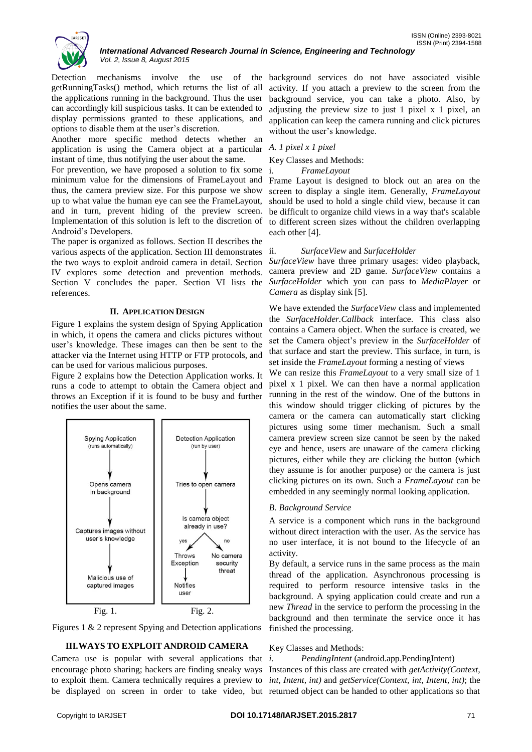Detection mechanisms involve the use of the getRunningTasks() method, which returns the list of all the applications running in the background. Thus the user can accordingly kill suspicious tasks. It can be extended to display permissions granted to these applications, and options to disable them at the user's discretion.

Another more specific method detects whether an application is using the Camera object at a particular instant of time, thus notifying the user about the same.

For prevention, we have proposed a solution to fix some minimum value for the dimensions of FrameLayout and thus, the camera preview size. For this purpose we show up to what value the human eye can see the FrameLayout, and in turn, prevent hiding of the preview screen. Implementation of this solution is left to the discretion of Android's Developers.

The paper is organized as follows. Section II describes the various aspects of the application. Section III demonstrates the two ways to exploit android camera in detail. Section IV explores some detection and prevention methods. Section V concludes the paper. Section VI lists the references.

## II. Application Design

Figure 1 explains the system design of Spying Application in which, it opens the camera and clicks pictures without user's knowledge. These images can then be sent to the attacker via the Internet using HTTP or FTP protocols, and can be used for various malicious purposes.

Figure 2 explains how the Detection Application works. It runs a code to attempt to obtain the Camera object and throws an Exception if it is found to be busy and further notifies the user about the same.

Spying Application (runs automatically) → Opens camera in background → Captures images without user's knowledge → Malicious use of captured images

Fig. 1.

Detection Application (run by user) → Tries to open camera → Is camera object already in use? → yes: Throws Exception → Notifies user; no: No camera security threat

Fig. 2.

Figures 1 & 2 represent Spying and Detection applications

## III. Ways to Exploit Android Camera

Camera use is popular with several applications that encourage photo sharing; hackers are finding sneaky ways to exploit them. Camera technically requires a preview to be displayed on screen in order to take video, but background services do not have associated visible activity. If you attach a preview to the screen from the background service, you can take a photo. Also, by adjusting the preview size to just 1 pixel x 1 pixel, an application can keep the camera running and click pictures without the user's knowledge.

### A. 1 pixel x 1 pixel

Key Classes and Methods:

i. *FrameLayout*

Frame Layout is designed to block out an area on the screen to display a single item. Generally, *FrameLayout* should be used to hold a single child view, because it can be difficult to organize child views in a way that's scalable to different screen sizes without the children overlapping each other [4].

ii. *SurfaceView* and *SurfaceHolder*

*SurfaceView* have three primary usages: video playback, camera preview and 2D game. *SurfaceView* contains a *SurfaceHolder* which you can pass to *MediaPlayer* or *Camera* as display sink [5].

We have extended the *SurfaceView* class and implemented the *SurfaceHolder.Callback* interface. This class also contains a Camera object. When the surface is created, we set the Camera object's preview in the *SurfaceHolder* of that surface and start the preview. This surface, in turn, is set inside the *FrameLayout* forming a nesting of views

We can resize this *FrameLayout* to a very small size of 1 pixel x 1 pixel. We can then have a normal application running in the rest of the window. One of the buttons in this window should trigger clicking of pictures by the camera or the camera can automatically start clicking pictures using some timer mechanism. Such a small camera preview screen size cannot be seen by the naked eye and hence, users are unaware of the camera clicking pictures, either while they are clicking the button (which they assume is for another purpose) or the camera is just clicking pictures on its own. Such a *FrameLayout* can be embedded in any seemingly normal looking application.

### B. Background Service

A service is a component which runs in the background without direct interaction with the user. As the service has no user interface, it is not bound to the lifecycle of an activity.

By default, a service runs in the same process as the main thread of the application. Asynchronous processing is required to perform resource intensive tasks in the background. A spying application could create and run a new *Thread* in the service to perform the processing in the background and then terminate the service once it has finished the processing.

Key Classes and Methods:

*i.* *PendingIntent* (android.app.PendingIntent)

Instances of this class are created with *getActivity(Context, int, Intent, int)* and *getService(Context, int, Intent, int)*; the returned object can be handed to other applications so that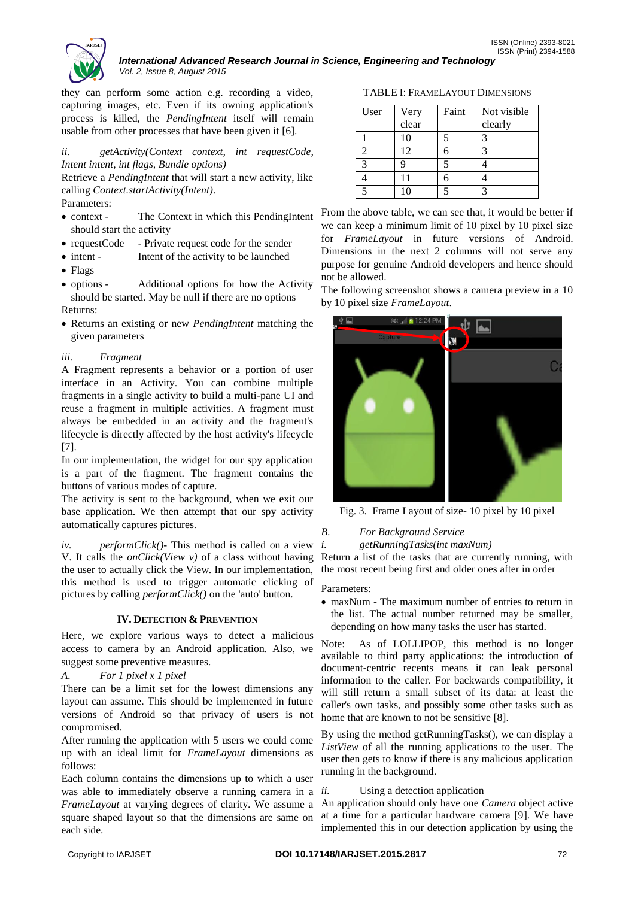they can perform some action e.g. recording a video, capturing images, etc. Even if its owning application's process is killed, the *PendingIntent* itself will remain usable from other processes that have been given it [6].

*ii. getActivity(Context context, int requestCode, Intent intent, int flags, Bundle options)*

Retrieve a *PendingIntent* that will start a new activity, like calling *Context.startActivity(Intent)*.

Parameters:

- context - The Context in which this PendingIntent should start the activity
- requestCode - Private request code for the sender
- intent - Intent of the activity to be launched
- Flags
- options - Additional options for how the Activity should be started. May be null if there are no options

Returns:

- Returns an existing or new *PendingIntent* matching the given parameters

*iii. Fragment*

A Fragment represents a behavior or a portion of user interface in an Activity. You can combine multiple fragments in a single activity to build a multi-pane UI and reuse a fragment in multiple activities. A fragment must always be embedded in an activity and the fragment's lifecycle is directly affected by the host activity's lifecycle [7].

In our implementation, the widget for our spy application is a part of the fragment. The fragment contains the buttons of various modes of capture.

The activity is sent to the background, when we exit our base application. We then attempt that our spy activity automatically captures pictures.

*iv. performClick()*- This method is called on a view V. It calls the *onClick(View v)* of a class without having the user to actually click the View. In our implementation, this method is used to trigger automatic clicking of pictures by calling *performClick()* on the 'auto' button.

## IV. Detection & Prevention

Here, we explore various ways to detect a malicious access to camera by an Android application. Also, we suggest some preventive measures.

*A. For 1 pixel x 1 pixel*

There can be a limit set for the lowest dimensions any layout can assume. This should be implemented in future versions of Android so that privacy of users is not compromised.

After running the application with 5 users we could come up with an ideal limit for *FrameLayout* dimensions as follows:

Each column contains the dimensions up to which a user was able to immediately observe a running camera in a *FrameLayout* at varying degrees of clarity. We assume a square shaped layout so that the dimensions are same on each side.

TABLE I: FrameLayout Dimensions

| User | Very clear | Faint | Not visible clearly |
|---|---|---|---|
| 1 | 10 | 5 | 3 |
| 2 | 12 | 6 | 3 |
| 3 | 9 | 5 | 4 |
| 4 | 11 | 6 | 4 |
| 5 | 10 | 5 | 3 |

From the above table, we can see that, it would be better if we can keep a minimum limit of 10 pixel by 10 pixel size for *FrameLayout* in future versions of Android. Dimensions in the next 2 columns will not serve any purpose for genuine Android developers and hence should not be allowed.

The following screenshot shows a camera preview in a 10 by 10 pixel size *FrameLayout*.

Fig. 3. Frame Layout of size- 10 pixel by 10 pixel

*B. For Background Service*

*i. getRunningTasks(int maxNum)*

Return a list of the tasks that are currently running, with the most recent being first and older ones after in order

Parameters:

- maxNum - The maximum number of entries to return in the list. The actual number returned may be smaller, depending on how many tasks the user has started.

Note: As of LOLLIPOP, this method is no longer available to third party applications: the introduction of document-centric recents means it can leak personal information to the caller. For backwards compatibility, it will still return a small subset of its data: at least the caller's own tasks, and possibly some other tasks such as home that are known to not be sensitive [8].

By using the method getRunningTasks(), we can display a *ListView* of all the running applications to the user. The user then gets to know if there is any malicious application running in the background.

*ii. Using a detection application*

An application should only have one *Camera* object active at a time for a particular hardware camera [9]. We have implemented this in our detection application by using the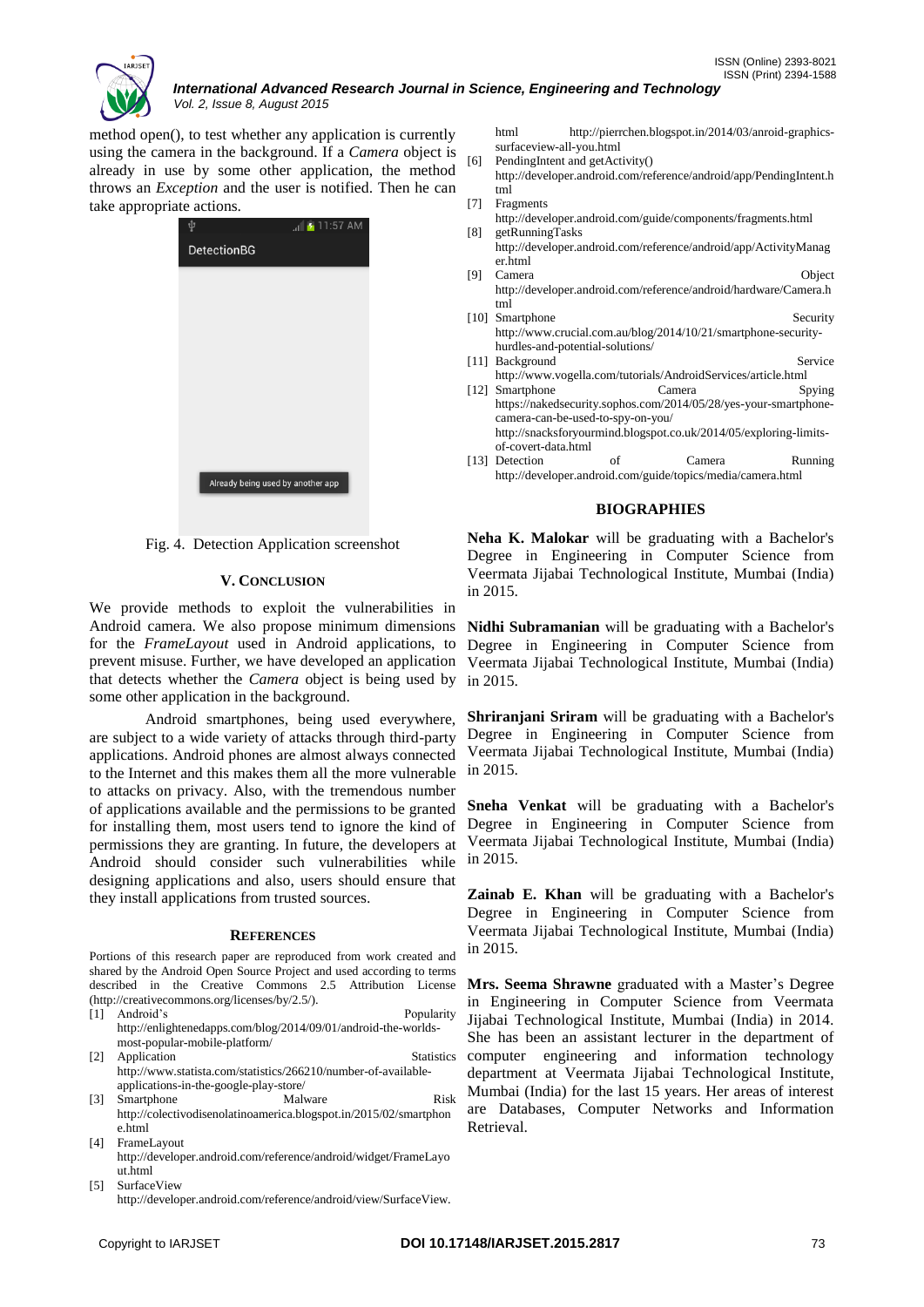method open(), to test whether any application is currently using the camera in the background. If a *Camera* object is already in use by some other application, the method throws an *Exception* and the user is notified. Then he can take appropriate actions.

DetectionBG

Already being used by another app

Fig. 4. Detection Application screenshot

## V. Conclusion

We provide methods to exploit the vulnerabilities in Android camera. We also propose minimum dimensions for the *FrameLayout* used in Android applications, to prevent misuse. Further, we have developed an application that detects whether the *Camera* object is being used by some other application in the background.

Android smartphones, being used everywhere, are subject to a wide variety of attacks through third-party applications. Android phones are almost always connected to the Internet and this makes them all the more vulnerable to attacks on privacy. Also, with the tremendous number of applications available and the permissions to be granted for installing them, most users tend to ignore the kind of permissions they are granting. In future, the developers at Android should consider such vulnerabilities while designing applications and also, users should ensure that they install applications from trusted sources.

## References

Portions of this research paper are reproduced from work created and shared by the Android Open Source Project and used according to terms described in the Creative Commons 2.5 Attribution License (http://creativecommons.org/licenses/by/2.5/).

[1] Android's Popularity http://enlightenedapps.com/blog/2014/09/01/android-the-worlds-most-popular-mobile-platform/
[2] Application Statistics http://www.statista.com/statistics/266210/number-of-available-applications-in-the-google-play-store/
[3] Smartphone Malware Risk http://colectivodisenolatinoamerica.blogspot.in/2015/02/smartphone.html
[4] FrameLayout http://developer.android.com/reference/android/widget/FrameLayout.html
[5] SurfaceView http://developer.android.com/reference/android/view/SurfaceView.html http://pierrchen.blogspot.in/2014/03/anroid-graphics-surfaceview-all-you.html
[6] PendingIntent and getActivity() http://developer.android.com/reference/android/app/PendingIntent.html
[7] Fragments http://developer.android.com/guide/components/fragments.html
[8] getRunningTasks http://developer.android.com/reference/android/app/ActivityManager.html
[9] Camera Object http://developer.android.com/reference/android/hardware/Camera.html
[10] Smartphone Security http://www.crucial.com.au/blog/2014/10/21/smartphone-security-hurdles-and-potential-solutions/
[11] Background Service http://www.vogella.com/tutorials/AndroidServices/article.html
[12] Smartphone Camera Spying https://nakedsecurity.sophos.com/2014/05/28/yes-your-smartphone-camera-can-be-used-to-spy-on-you/ http://snacksforyourmind.blogspot.co.uk/2014/05/exploring-limits-of-covert-data.html
[13] Detection of Camera Running http://developer.android.com/guide/topics/media/camera.html

## Biographies

**Neha K. Malokar** will be graduating with a Bachelor's Degree in Engineering in Computer Science from Veermata Jijabai Technological Institute, Mumbai (India) in 2015.

**Nidhi Subramanian** will be graduating with a Bachelor's Degree in Engineering in Computer Science from Veermata Jijabai Technological Institute, Mumbai (India) in 2015.

**Shriranjani Sriram** will be graduating with a Bachelor's Degree in Engineering in Computer Science from Veermata Jijabai Technological Institute, Mumbai (India) in 2015.

**Sneha Venkat** will be graduating with a Bachelor's Degree in Engineering in Computer Science from Veermata Jijabai Technological Institute, Mumbai (India) in 2015.

**Zainab E. Khan** will be graduating with a Bachelor's Degree in Engineering in Computer Science from Veermata Jijabai Technological Institute, Mumbai (India) in 2015.

**Mrs. Seema Shrawne** graduated with a Master's Degree in Engineering in Computer Science from Veermata Jijabai Technological Institute, Mumbai (India) in 2014. She has been an assistant lecturer in the department of computer engineering and information technology department at Veermata Jijabai Technological Institute, Mumbai (India) for the last 15 years. Her areas of interest are Databases, Computer Networks and Information Retrieval.